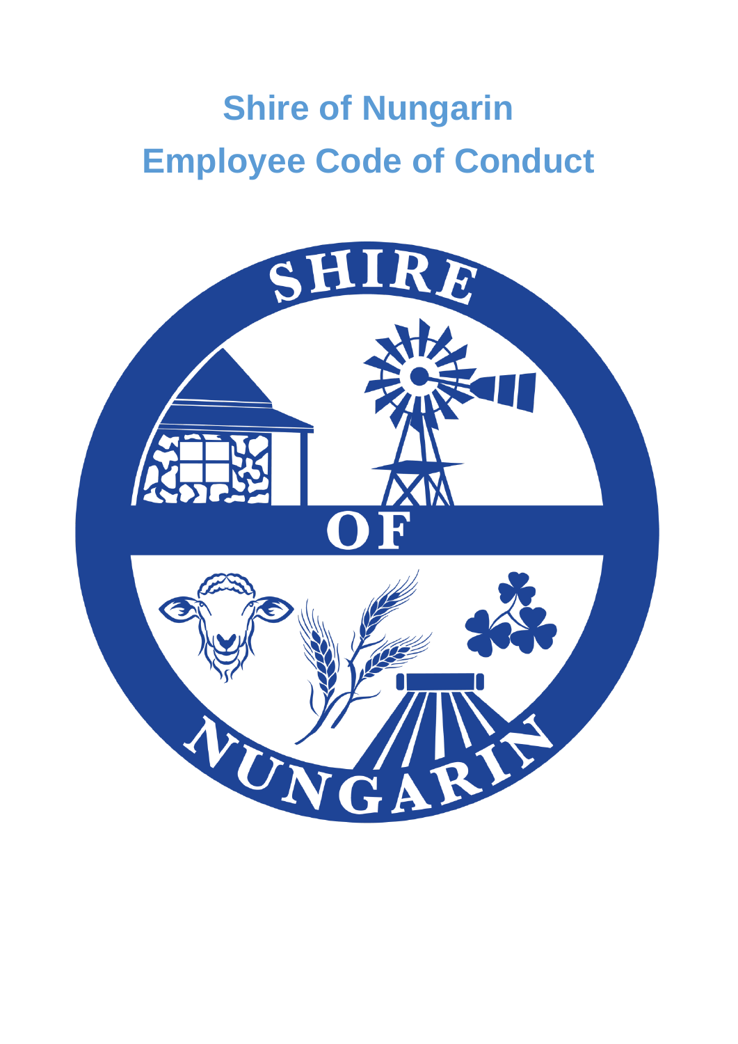# Shire of Nungarin
# Employee Code of Conduct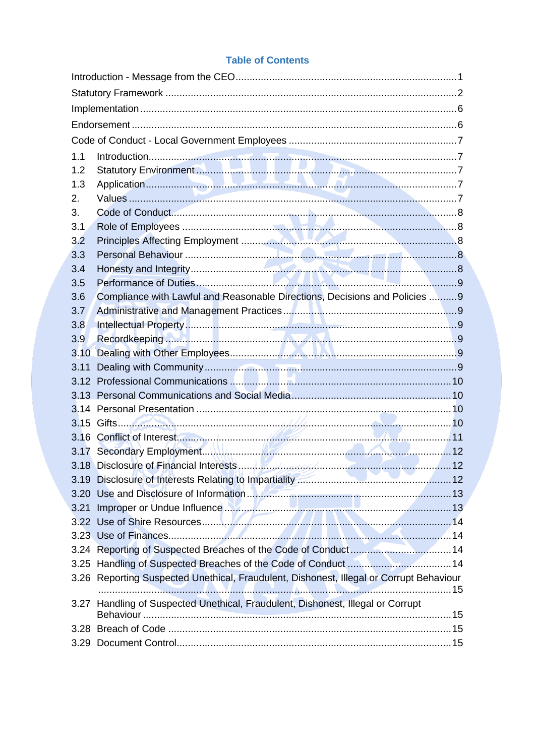## Table of Contents

Introduction - Message from the CEO ..... 1

Statutory Framework ..... 2

Implementation ..... 6

Endorsement ..... 6

Code of Conduct - Local Government Employees ..... 7

1.1 Introduction ..... 7

1.2 Statutory Environment ..... 7

1.3 Application ..... 7

2. Values ..... 7

3. Code of Conduct ..... 8

3.1 Role of Employees ..... 8

3.2 Principles Affecting Employment ..... 8

3.3 Personal Behaviour ..... 8

3.4 Honesty and Integrity ..... 8

3.5 Performance of Duties ..... 9

3.6 Compliance with Lawful and Reasonable Directions, Decisions and Policies ..... 9

3.7 Administrative and Management Practices ..... 9

3.8 Intellectual Property ..... 9

3.9 Recordkeeping ..... 9

3.10 Dealing with Other Employees ..... 9

3.11 Dealing with Community ..... 9

3.12 Professional Communications ..... 10

3.13 Personal Communications and Social Media ..... 10

3.14 Personal Presentation ..... 10

3.15 Gifts ..... 10

3.16 Conflict of Interest ..... 11

3.17 Secondary Employment ..... 12

3.18 Disclosure of Financial Interests ..... 12

3.19 Disclosure of Interests Relating to Impartiality ..... 12

3.20 Use and Disclosure of Information ..... 13

3.21 Improper or Undue Influence ..... 13

3.22 Use of Shire Resources ..... 14

3.23 Use of Finances ..... 14

3.24 Reporting of Suspected Breaches of the Code of Conduct ..... 14

3.25 Handling of Suspected Breaches of the Code of Conduct ..... 14

3.26 Reporting Suspected Unethical, Fraudulent, Dishonest, Illegal or Corrupt Behaviour ..... 15

3.27 Handling of Suspected Unethical, Fraudulent, Dishonest, Illegal or Corrupt Behaviour ..... 15

3.28 Breach of Code ..... 15

3.29 Document Control ..... 15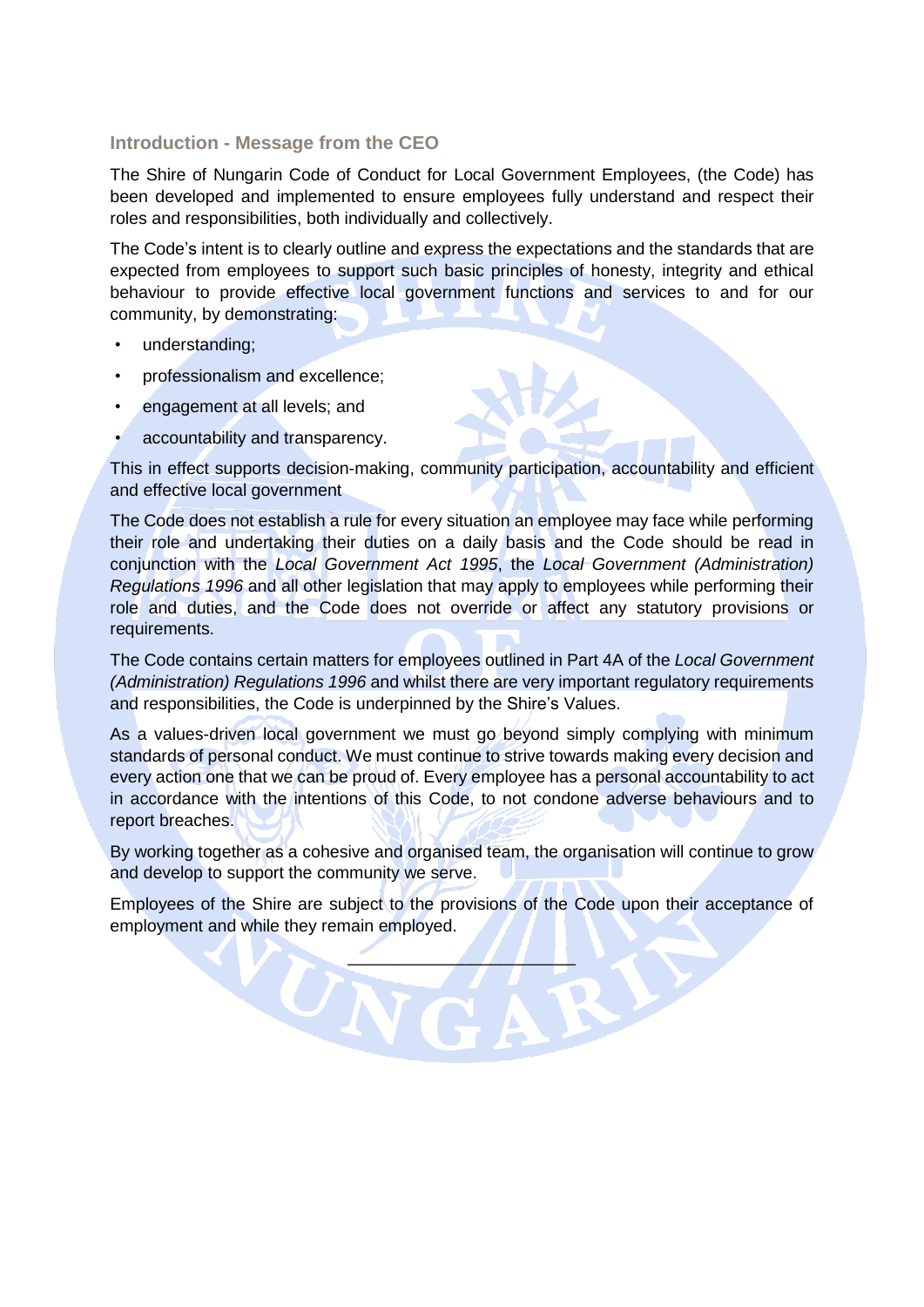## Introduction - Message from the CEO

The Shire of Nungarin Code of Conduct for Local Government Employees, (the Code) has been developed and implemented to ensure employees fully understand and respect their roles and responsibilities, both individually and collectively.

The Code's intent is to clearly outline and express the expectations and the standards that are expected from employees to support such basic principles of honesty, integrity and ethical behaviour to provide effective local government functions and services to and for our community, by demonstrating:

- understanding;
- professionalism and excellence;
- engagement at all levels; and
- accountability and transparency.

This in effect supports decision-making, community participation, accountability and efficient and effective local government

The Code does not establish a rule for every situation an employee may face while performing their role and undertaking their duties on a daily basis and the Code should be read in conjunction with the *Local Government Act 1995*, the *Local Government (Administration) Regulations 1996* and all other legislation that may apply to employees while performing their role and duties, and the Code does not override or affect any statutory provisions or requirements.

The Code contains certain matters for employees outlined in Part 4A of the *Local Government (Administration) Regulations 1996* and whilst there are very important regulatory requirements and responsibilities, the Code is underpinned by the Shire's Values.

As a values-driven local government we must go beyond simply complying with minimum standards of personal conduct. We must continue to strive towards making every decision and every action one that we can be proud of. Every employee has a personal accountability to act in accordance with the intentions of this Code, to not condone adverse behaviours and to report breaches.

By working together as a cohesive and organised team, the organisation will continue to grow and develop to support the community we serve.

Employees of the Shire are subject to the provisions of the Code upon their acceptance of employment and while they remain employed.

\_\_\_\_\_\_\_\_\_\_\_\_\_\_\_\_\_\_\_\_\_\_\_\_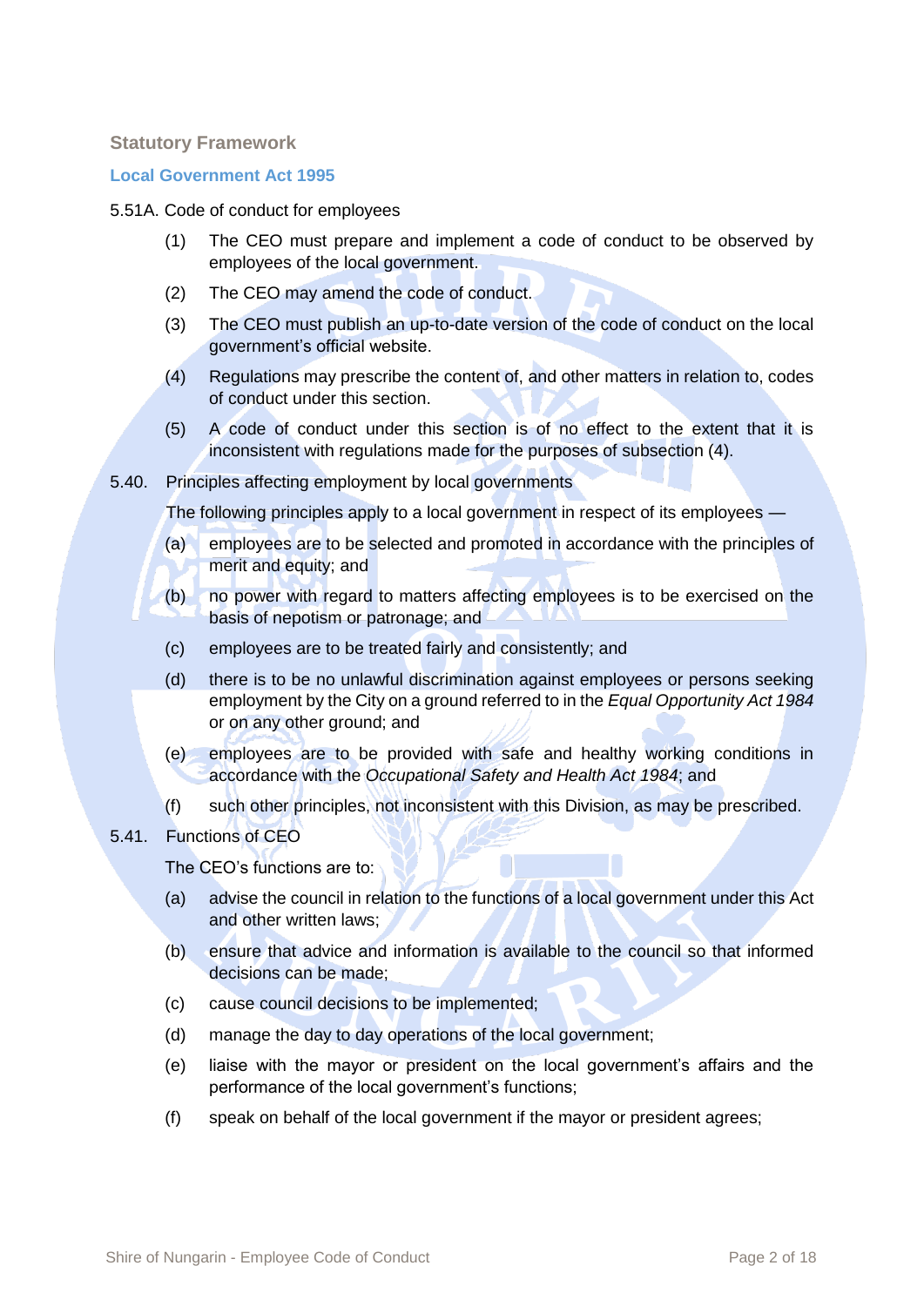## Statutory Framework

### Local Government Act 1995

5.51A. Code of conduct for employees

(1) The CEO must prepare and implement a code of conduct to be observed by employees of the local government.

(2) The CEO may amend the code of conduct.

(3) The CEO must publish an up-to-date version of the code of conduct on the local government's official website.

(4) Regulations may prescribe the content of, and other matters in relation to, codes of conduct under this section.

(5) A code of conduct under this section is of no effect to the extent that it is inconsistent with regulations made for the purposes of subsection (4).

5.40. Principles affecting employment by local governments

The following principles apply to a local government in respect of its employees —

(a) employees are to be selected and promoted in accordance with the principles of merit and equity; and

(b) no power with regard to matters affecting employees is to be exercised on the basis of nepotism or patronage; and

(c) employees are to be treated fairly and consistently; and

(d) there is to be no unlawful discrimination against employees or persons seeking employment by the City on a ground referred to in the *Equal Opportunity Act 1984* or on any other ground; and

(e) employees are to be provided with safe and healthy working conditions in accordance with the *Occupational Safety and Health Act 1984*; and

(f) such other principles, not inconsistent with this Division, as may be prescribed.

5.41. Functions of CEO

The CEO's functions are to:

(a) advise the council in relation to the functions of a local government under this Act and other written laws;

(b) ensure that advice and information is available to the council so that informed decisions can be made;

(c) cause council decisions to be implemented;

(d) manage the day to day operations of the local government;

(e) liaise with the mayor or president on the local government's affairs and the performance of the local government's functions;

(f) speak on behalf of the local government if the mayor or president agrees;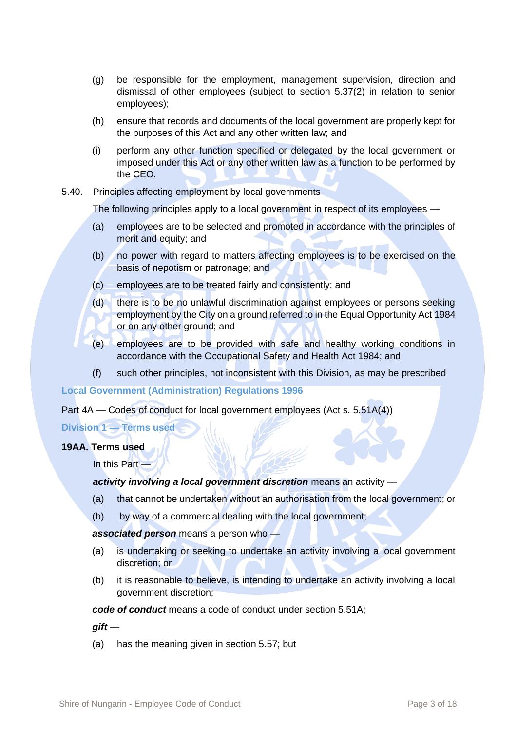(g) be responsible for the employment, management supervision, direction and dismissal of other employees (subject to section 5.37(2) in relation to senior employees);

(h) ensure that records and documents of the local government are properly kept for the purposes of this Act and any other written law; and

(i) perform any other function specified or delegated by the local government or imposed under this Act or any other written law as a function to be performed by the CEO.

5.40. Principles affecting employment by local governments

The following principles apply to a local government in respect of its employees —

(a) employees are to be selected and promoted in accordance with the principles of merit and equity; and

(b) no power with regard to matters affecting employees is to be exercised on the basis of nepotism or patronage; and

(c) employees are to be treated fairly and consistently; and

(d) there is to be no unlawful discrimination against employees or persons seeking employment by the City on a ground referred to in the Equal Opportunity Act 1984 or on any other ground; and

(e) employees are to be provided with safe and healthy working conditions in accordance with the Occupational Safety and Health Act 1984; and

(f) such other principles, not inconsistent with this Division, as may be prescribed

### Local Government (Administration) Regulations 1996

Part 4A — Codes of conduct for local government employees (Act s. 5.51A(4))

#### Division 1 — Terms used

**19AA. Terms used**

In this Part —

***activity involving a local government discretion*** means an activity —

(a) that cannot be undertaken without an authorisation from the local government; or

(b) by way of a commercial dealing with the local government;

***associated person*** means a person who —

(a) is undertaking or seeking to undertake an activity involving a local government discretion; or

(b) it is reasonable to believe, is intending to undertake an activity involving a local government discretion;

***code of conduct*** means a code of conduct under section 5.51A;

***gift*** —

(a) has the meaning given in section 5.57; but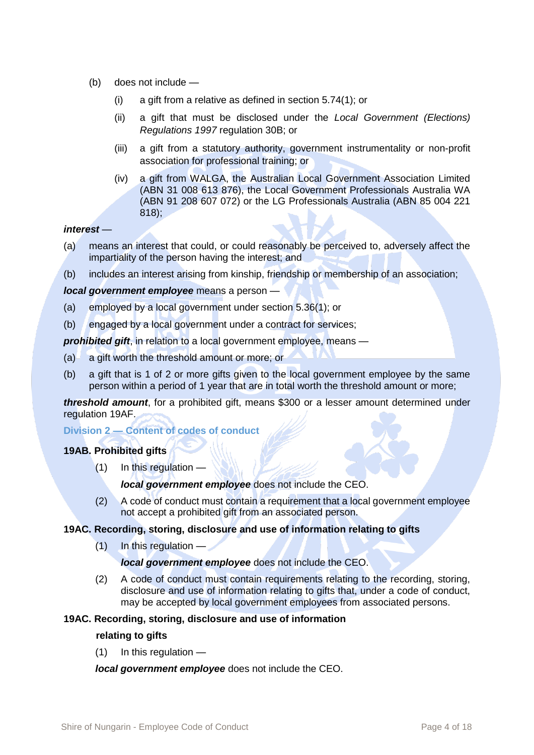(b) does not include —

(i) a gift from a relative as defined in section 5.74(1); or

(ii) a gift that must be disclosed under the *Local Government (Elections) Regulations 1997* regulation 30B; or

(iii) a gift from a statutory authority, government instrumentality or non-profit association for professional training; or

(iv) a gift from WALGA, the Australian Local Government Association Limited (ABN 31 008 613 876), the Local Government Professionals Australia WA (ABN 91 208 607 072) or the LG Professionals Australia (ABN 85 004 221 818);

***interest*** —

(a) means an interest that could, or could reasonably be perceived to, adversely affect the impartiality of the person having the interest; and

(b) includes an interest arising from kinship, friendship or membership of an association;

***local government employee*** means a person —

(a) employed by a local government under section 5.36(1); or

(b) engaged by a local government under a contract for services;

***prohibited gift***, in relation to a local government employee, means —

(a) a gift worth the threshold amount or more; or

(b) a gift that is 1 of 2 or more gifts given to the local government employee by the same person within a period of 1 year that are in total worth the threshold amount or more;

***threshold amount***, for a prohibited gift, means $300 or a lesser amount determined under regulation 19AF.

## Division 2 — Content of codes of conduct

### 19AB. Prohibited gifts

(1) In this regulation —

***local government employee*** does not include the CEO.

(2) A code of conduct must contain a requirement that a local government employee not accept a prohibited gift from an associated person.

### 19AC. Recording, storing, disclosure and use of information relating to gifts

(1) In this regulation —

***local government employee*** does not include the CEO.

(2) A code of conduct must contain requirements relating to the recording, storing, disclosure and use of information relating to gifts that, under a code of conduct, may be accepted by local government employees from associated persons.

### 19AC. Recording, storing, disclosure and use of information relating to gifts

(1) In this regulation —

***local government employee*** does not include the CEO.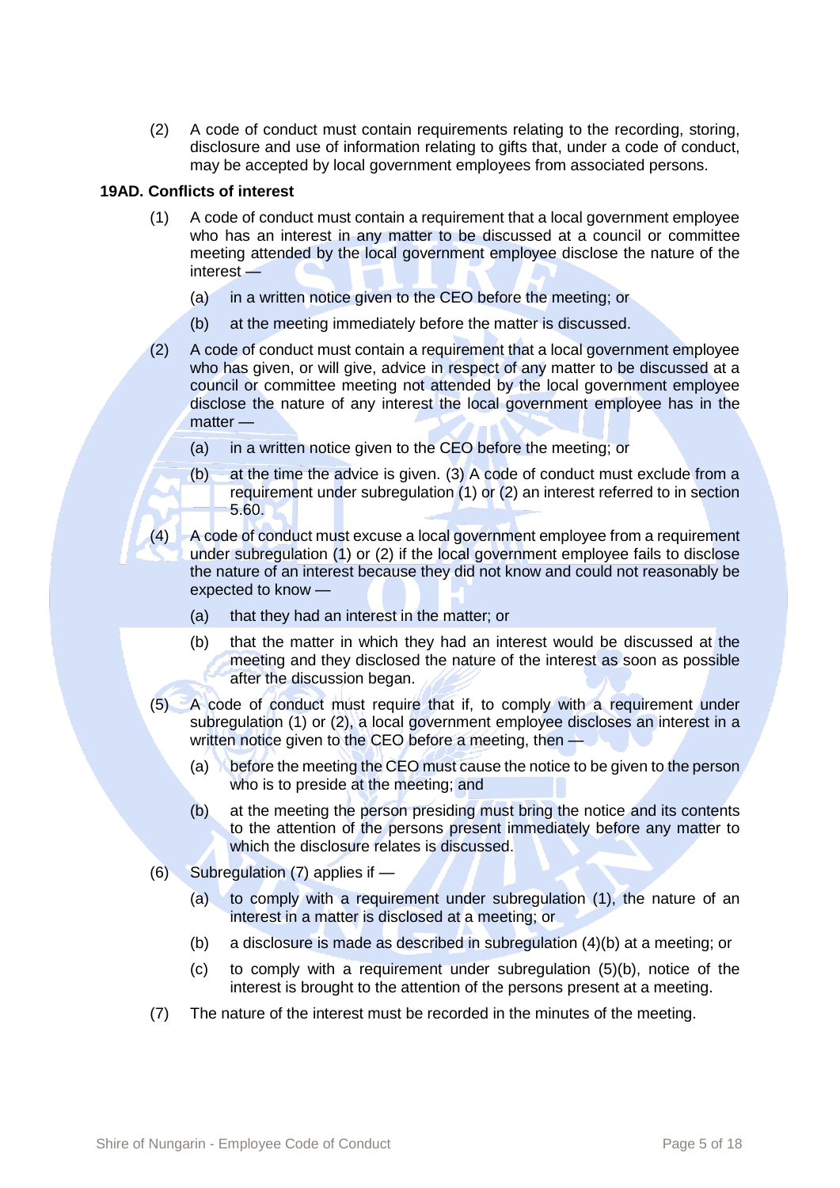(2) A code of conduct must contain requirements relating to the recording, storing, disclosure and use of information relating to gifts that, under a code of conduct, may be accepted by local government employees from associated persons.

**19AD. Conflicts of interest**

(1) A code of conduct must contain a requirement that a local government employee who has an interest in any matter to be discussed at a council or committee meeting attended by the local government employee disclose the nature of the interest —

(a) in a written notice given to the CEO before the meeting; or

(b) at the meeting immediately before the matter is discussed.

(2) A code of conduct must contain a requirement that a local government employee who has given, or will give, advice in respect of any matter to be discussed at a council or committee meeting not attended by the local government employee disclose the nature of any interest the local government employee has in the matter —

(a) in a written notice given to the CEO before the meeting; or

(b) at the time the advice is given. (3) A code of conduct must exclude from a requirement under subregulation (1) or (2) an interest referred to in section 5.60.

(4) A code of conduct must excuse a local government employee from a requirement under subregulation (1) or (2) if the local government employee fails to disclose the nature of an interest because they did not know and could not reasonably be expected to know —

(a) that they had an interest in the matter; or

(b) that the matter in which they had an interest would be discussed at the meeting and they disclosed the nature of the interest as soon as possible after the discussion began.

(5) A code of conduct must require that if, to comply with a requirement under subregulation (1) or (2), a local government employee discloses an interest in a written notice given to the CEO before a meeting, then —

(a) before the meeting the CEO must cause the notice to be given to the person who is to preside at the meeting; and

(b) at the meeting the person presiding must bring the notice and its contents to the attention of the persons present immediately before any matter to which the disclosure relates is discussed.

(6) Subregulation (7) applies if —

(a) to comply with a requirement under subregulation (1), the nature of an interest in a matter is disclosed at a meeting; or

(b) a disclosure is made as described in subregulation (4)(b) at a meeting; or

(c) to comply with a requirement under subregulation (5)(b), notice of the interest is brought to the attention of the persons present at a meeting.

(7) The nature of the interest must be recorded in the minutes of the meeting.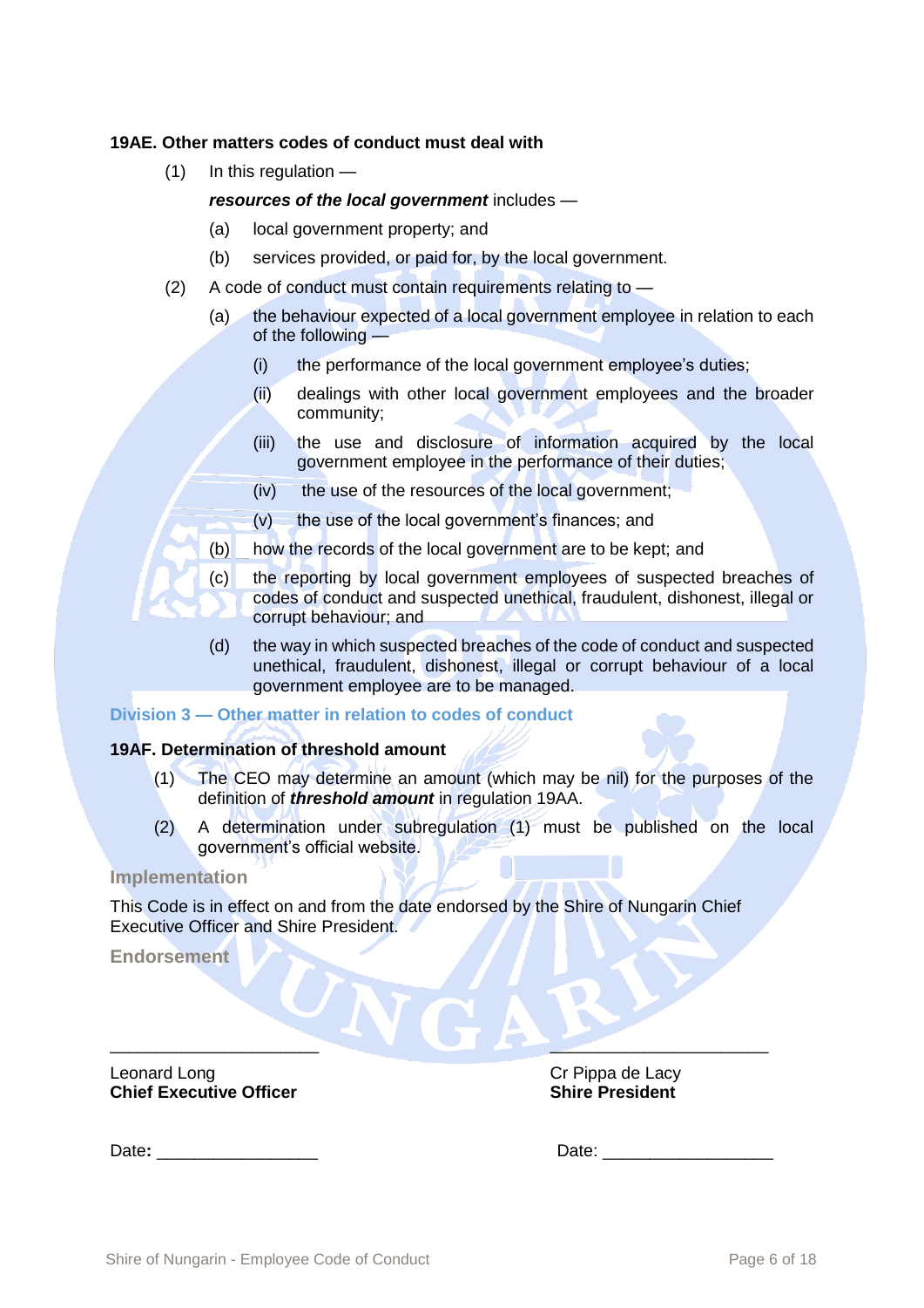### 19AE. Other matters codes of conduct must deal with

(1) In this regulation —

***resources of the local government*** includes —

(a) local government property; and

(b) services provided, or paid for, by the local government.

(2) A code of conduct must contain requirements relating to —

(a) the behaviour expected of a local government employee in relation to each of the following —

(i) the performance of the local government employee's duties;

(ii) dealings with other local government employees and the broader community;

(iii) the use and disclosure of information acquired by the local government employee in the performance of their duties;

(iv) the use of the resources of the local government;

(v) the use of the local government's finances; and

(b) how the records of the local government are to be kept; and

(c) the reporting by local government employees of suspected breaches of codes of conduct and suspected unethical, fraudulent, dishonest, illegal or corrupt behaviour; and

(d) the way in which suspected breaches of the code of conduct and suspected unethical, fraudulent, dishonest, illegal or corrupt behaviour of a local government employee are to be managed.

## Division 3 — Other matter in relation to codes of conduct

### 19AF. Determination of threshold amount

(1) The CEO may determine an amount (which may be nil) for the purposes of the definition of ***threshold amount*** in regulation 19AA.

(2) A determination under subregulation (1) must be published on the local government's official website.

## Implementation

This Code is in effect on and from the date endorsed by the Shire of Nungarin Chief Executive Officer and Shire President.

## Endorsement

______________________ ______________________

Leonard Long
**Chief Executive Officer**

Cr Pippa de Lacy
**Shire President**

Date**:** ________________

Date: _________________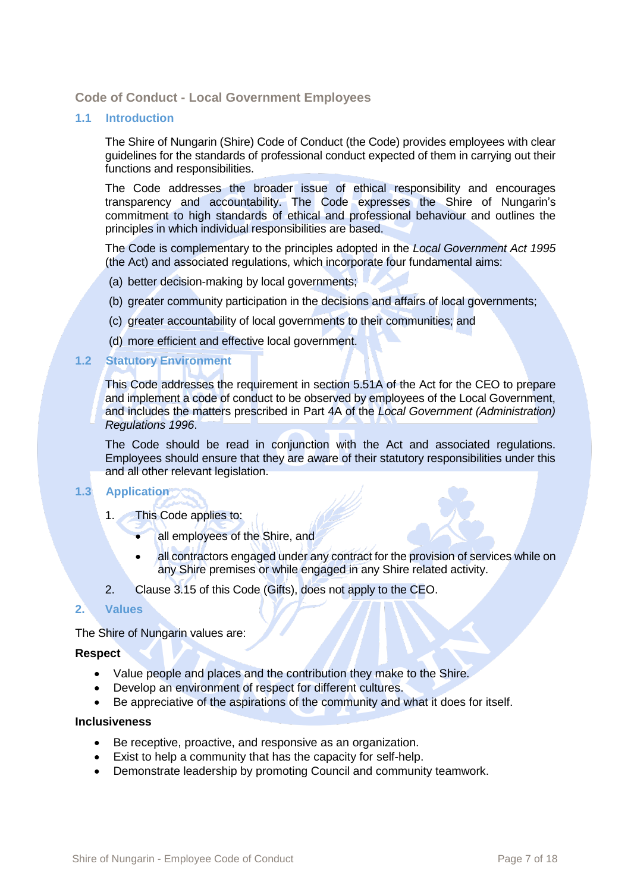## Code of Conduct - Local Government Employees

### 1.1 Introduction

The Shire of Nungarin (Shire) Code of Conduct (the Code) provides employees with clear guidelines for the standards of professional conduct expected of them in carrying out their functions and responsibilities.

The Code addresses the broader issue of ethical responsibility and encourages transparency and accountability. The Code expresses the Shire of Nungarin's commitment to high standards of ethical and professional behaviour and outlines the principles in which individual responsibilities are based.

The Code is complementary to the principles adopted in the *Local Government Act 1995* (the Act) and associated regulations, which incorporate four fundamental aims:

(a) better decision-making by local governments;

(b) greater community participation in the decisions and affairs of local governments;

(c) greater accountability of local governments to their communities; and

(d) more efficient and effective local government.

### 1.2 Statutory Environment

This Code addresses the requirement in section 5.51A of the Act for the CEO to prepare and implement a code of conduct to be observed by employees of the Local Government, and includes the matters prescribed in Part 4A of the *Local Government (Administration) Regulations 1996*.

The Code should be read in conjunction with the Act and associated regulations. Employees should ensure that they are aware of their statutory responsibilities under this and all other relevant legislation.

### 1.3 Application

1. This Code applies to:
    - all employees of the Shire, and
    - all contractors engaged under any contract for the provision of services while on any Shire premises or while engaged in any Shire related activity.
2. Clause 3.15 of this Code (Gifts), does not apply to the CEO.

## 2. Values

The Shire of Nungarin values are:

**Respect**

- Value people and places and the contribution they make to the Shire.
- Develop an environment of respect for different cultures.
- Be appreciative of the aspirations of the community and what it does for itself.

**Inclusiveness**

- Be receptive, proactive, and responsive as an organization.
- Exist to help a community that has the capacity for self-help.
- Demonstrate leadership by promoting Council and community teamwork.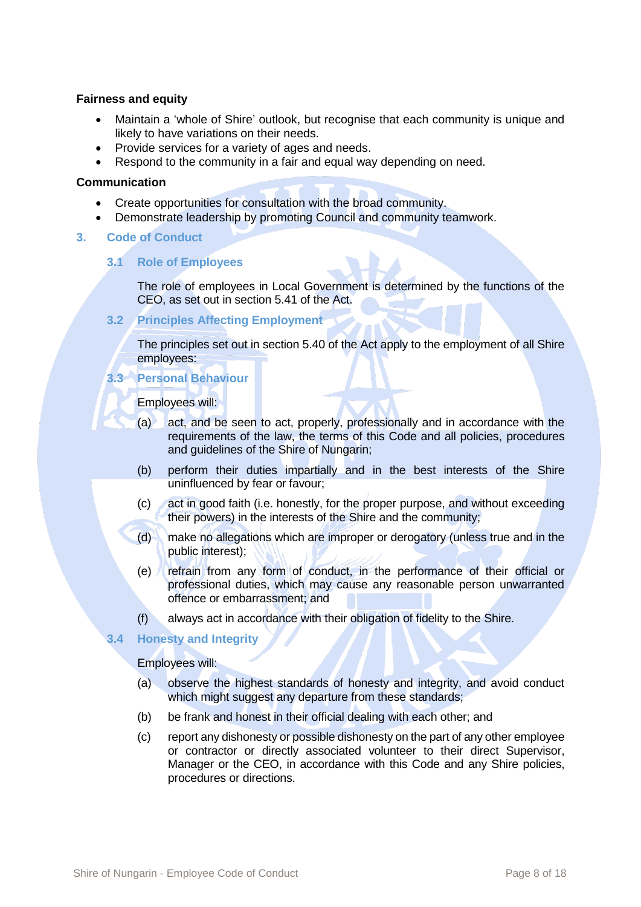**Fairness and equity**

- Maintain a 'whole of Shire' outlook, but recognise that each community is unique and likely to have variations on their needs.
- Provide services for a variety of ages and needs.
- Respond to the community in a fair and equal way depending on need.

**Communication**

- Create opportunities for consultation with the broad community.
- Demonstrate leadership by promoting Council and community teamwork.

## 3. Code of Conduct

### 3.1 Role of Employees

The role of employees in Local Government is determined by the functions of the CEO, as set out in section 5.41 of the Act.

### 3.2 Principles Affecting Employment

The principles set out in section 5.40 of the Act apply to the employment of all Shire employees:

### 3.3 Personal Behaviour

Employees will:

(a) act, and be seen to act, properly, professionally and in accordance with the requirements of the law, the terms of this Code and all policies, procedures and guidelines of the Shire of Nungarin;

(b) perform their duties impartially and in the best interests of the Shire uninfluenced by fear or favour;

(c) act in good faith (i.e. honestly, for the proper purpose, and without exceeding their powers) in the interests of the Shire and the community;

(d) make no allegations which are improper or derogatory (unless true and in the public interest);

(e) refrain from any form of conduct, in the performance of their official or professional duties, which may cause any reasonable person unwarranted offence or embarrassment; and

(f) always act in accordance with their obligation of fidelity to the Shire.

### 3.4 Honesty and Integrity

Employees will:

(a) observe the highest standards of honesty and integrity, and avoid conduct which might suggest any departure from these standards;

(b) be frank and honest in their official dealing with each other; and

(c) report any dishonesty or possible dishonesty on the part of any other employee or contractor or directly associated volunteer to their direct Supervisor, Manager or the CEO, in accordance with this Code and any Shire policies, procedures or directions.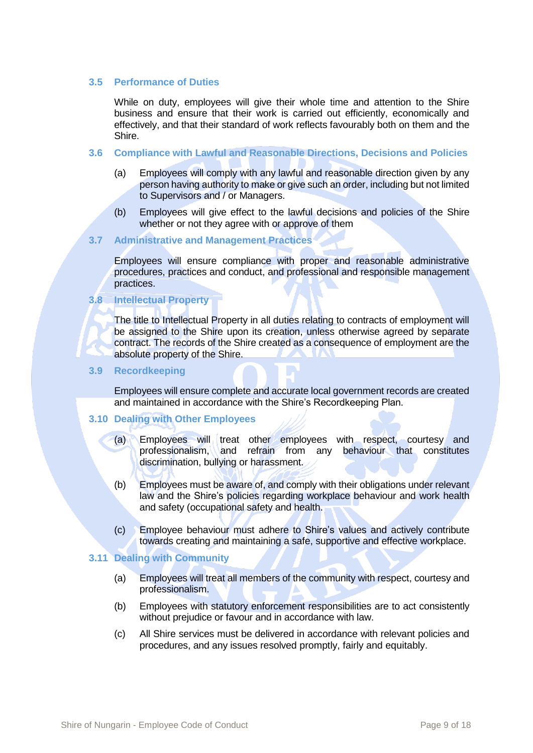### 3.5 Performance of Duties

While on duty, employees will give their whole time and attention to the Shire business and ensure that their work is carried out efficiently, economically and effectively, and that their standard of work reflects favourably both on them and the Shire.

### 3.6 Compliance with Lawful and Reasonable Directions, Decisions and Policies

(a) Employees will comply with any lawful and reasonable direction given by any person having authority to make or give such an order, including but not limited to Supervisors and / or Managers.

(b) Employees will give effect to the lawful decisions and policies of the Shire whether or not they agree with or approve of them

### 3.7 Administrative and Management Practices

Employees will ensure compliance with proper and reasonable administrative procedures, practices and conduct, and professional and responsible management practices.

### 3.8 Intellectual Property

The title to Intellectual Property in all duties relating to contracts of employment will be assigned to the Shire upon its creation, unless otherwise agreed by separate contract. The records of the Shire created as a consequence of employment are the absolute property of the Shire.

### 3.9 Recordkeeping

Employees will ensure complete and accurate local government records are created and maintained in accordance with the Shire's Recordkeeping Plan.

### 3.10 Dealing with Other Employees

(a) Employees will treat other employees with respect, courtesy and professionalism, and refrain from any behaviour that constitutes discrimination, bullying or harassment.

(b) Employees must be aware of, and comply with their obligations under relevant law and the Shire's policies regarding workplace behaviour and work health and safety (occupational safety and health.

(c) Employee behaviour must adhere to Shire's values and actively contribute towards creating and maintaining a safe, supportive and effective workplace.

### 3.11 Dealing with Community

(a) Employees will treat all members of the community with respect, courtesy and professionalism.

(b) Employees with statutory enforcement responsibilities are to act consistently without prejudice or favour and in accordance with law.

(c) All Shire services must be delivered in accordance with relevant policies and procedures, and any issues resolved promptly, fairly and equitably.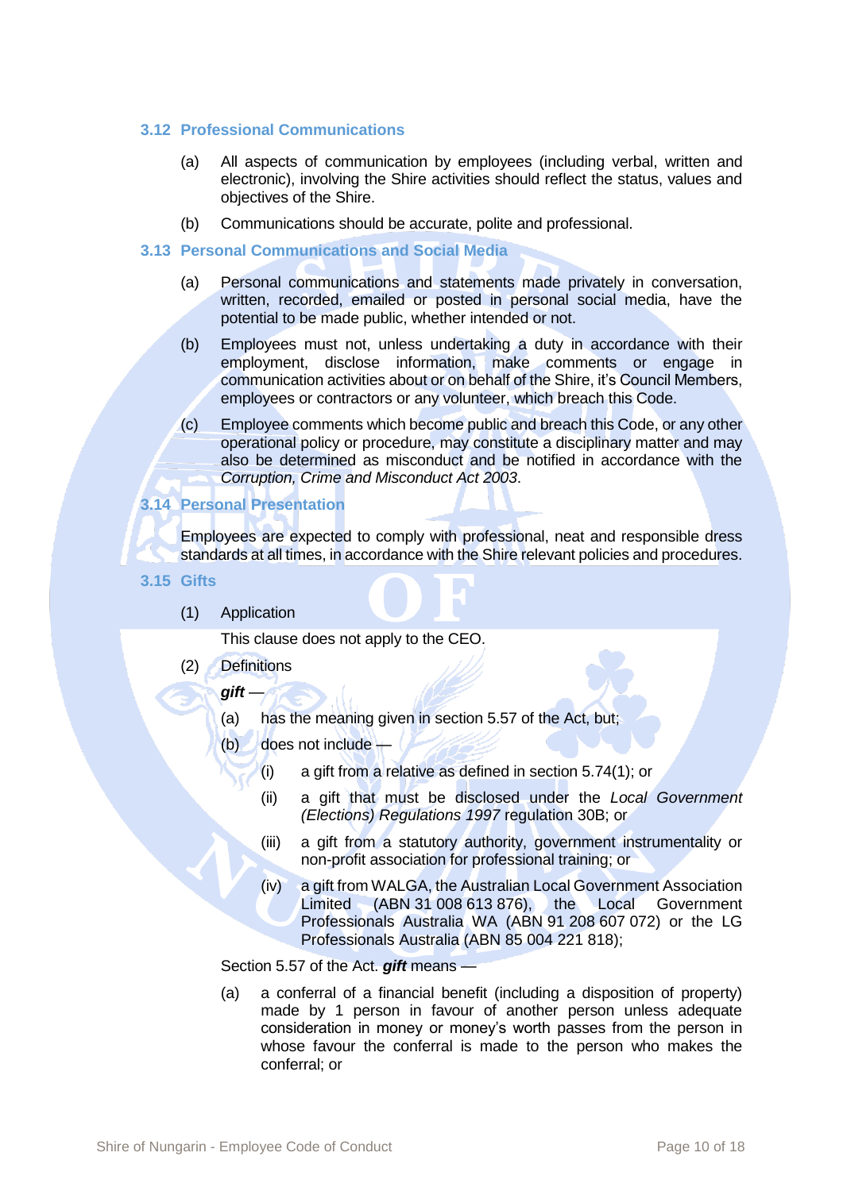### 3.12 Professional Communications

(a) All aspects of communication by employees (including verbal, written and electronic), involving the Shire activities should reflect the status, values and objectives of the Shire.

(b) Communications should be accurate, polite and professional.

### 3.13 Personal Communications and Social Media

(a) Personal communications and statements made privately in conversation, written, recorded, emailed or posted in personal social media, have the potential to be made public, whether intended or not.

(b) Employees must not, unless undertaking a duty in accordance with their employment, disclose information, make comments or engage in communication activities about or on behalf of the Shire, it's Council Members, employees or contractors or any volunteer, which breach this Code.

(c) Employee comments which become public and breach this Code, or any other operational policy or procedure, may constitute a disciplinary matter and may also be determined as misconduct and be notified in accordance with the *Corruption, Crime and Misconduct Act 2003*.

### 3.14 Personal Presentation

Employees are expected to comply with professional, neat and responsible dress standards at all times, in accordance with the Shire relevant policies and procedures.

### 3.15 Gifts

(1) Application

This clause does not apply to the CEO.

(2) Definitions

***gift*** —

(a) has the meaning given in section 5.57 of the Act, but;

(b) does not include —

(i) a gift from a relative as defined in section 5.74(1); or

(ii) a gift that must be disclosed under the *Local Government (Elections) Regulations 1997* regulation 30B; or

(iii) a gift from a statutory authority, government instrumentality or non-profit association for professional training; or

(iv) a gift from WALGA, the Australian Local Government Association Limited (ABN 31 008 613 876), the Local Government Professionals Australia WA (ABN 91 208 607 072) or the LG Professionals Australia (ABN 85 004 221 818);

Section 5.57 of the Act. ***gift*** means —

(a) a conferral of a financial benefit (including a disposition of property) made by 1 person in favour of another person unless adequate consideration in money or money's worth passes from the person in whose favour the conferral is made to the person who makes the conferral; or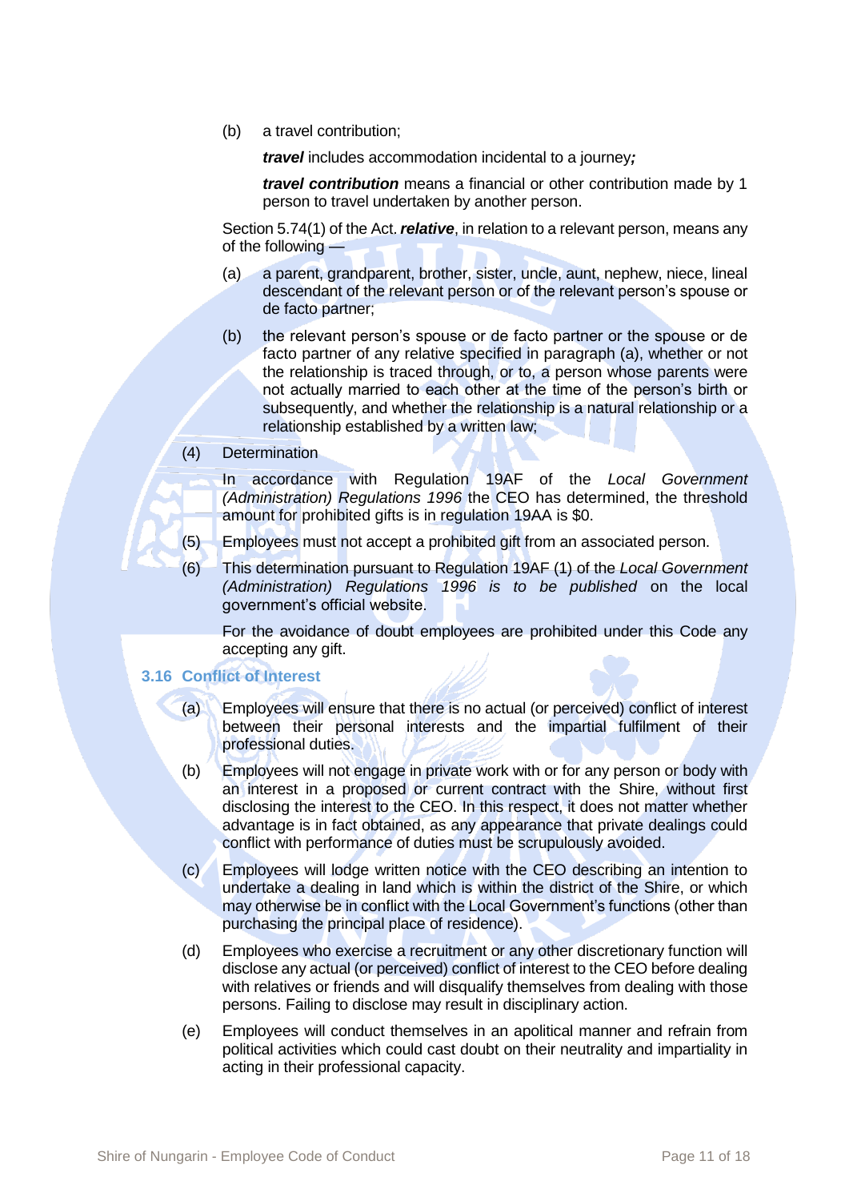(b) a travel contribution;

*travel* includes accommodation incidental to a journey*;*

***travel contribution*** means a financial or other contribution made by 1 person to travel undertaken by another person.

Section 5.74(1) of the Act. ***relative***, in relation to a relevant person, means any of the following —

(a) a parent, grandparent, brother, sister, uncle, aunt, nephew, niece, lineal descendant of the relevant person or of the relevant person's spouse or de facto partner;

(b) the relevant person's spouse or de facto partner or the spouse or de facto partner of any relative specified in paragraph (a), whether or not the relationship is traced through, or to, a person whose parents were not actually married to each other at the time of the person's birth or subsequently, and whether the relationship is a natural relationship or a relationship established by a written law;

(4) Determination

In accordance with Regulation 19AF of the *Local Government (Administration) Regulations 1996* the CEO has determined, the threshold amount for prohibited gifts is in regulation 19AA is $0.

(5) Employees must not accept a prohibited gift from an associated person.

(6) This determination pursuant to Regulation 19AF (1) of the *Local Government (Administration) Regulations 1996 is to be published* on the local government's official website.

For the avoidance of doubt employees are prohibited under this Code any accepting any gift.

### 3.16 Conflict of Interest

(a) Employees will ensure that there is no actual (or perceived) conflict of interest between their personal interests and the impartial fulfilment of their professional duties.

(b) Employees will not engage in private work with or for any person or body with an interest in a proposed or current contract with the Shire, without first disclosing the interest to the CEO. In this respect, it does not matter whether advantage is in fact obtained, as any appearance that private dealings could conflict with performance of duties must be scrupulously avoided.

(c) Employees will lodge written notice with the CEO describing an intention to undertake a dealing in land which is within the district of the Shire, or which may otherwise be in conflict with the Local Government's functions (other than purchasing the principal place of residence).

(d) Employees who exercise a recruitment or any other discretionary function will disclose any actual (or perceived) conflict of interest to the CEO before dealing with relatives or friends and will disqualify themselves from dealing with those persons. Failing to disclose may result in disciplinary action.

(e) Employees will conduct themselves in an apolitical manner and refrain from political activities which could cast doubt on their neutrality and impartiality in acting in their professional capacity.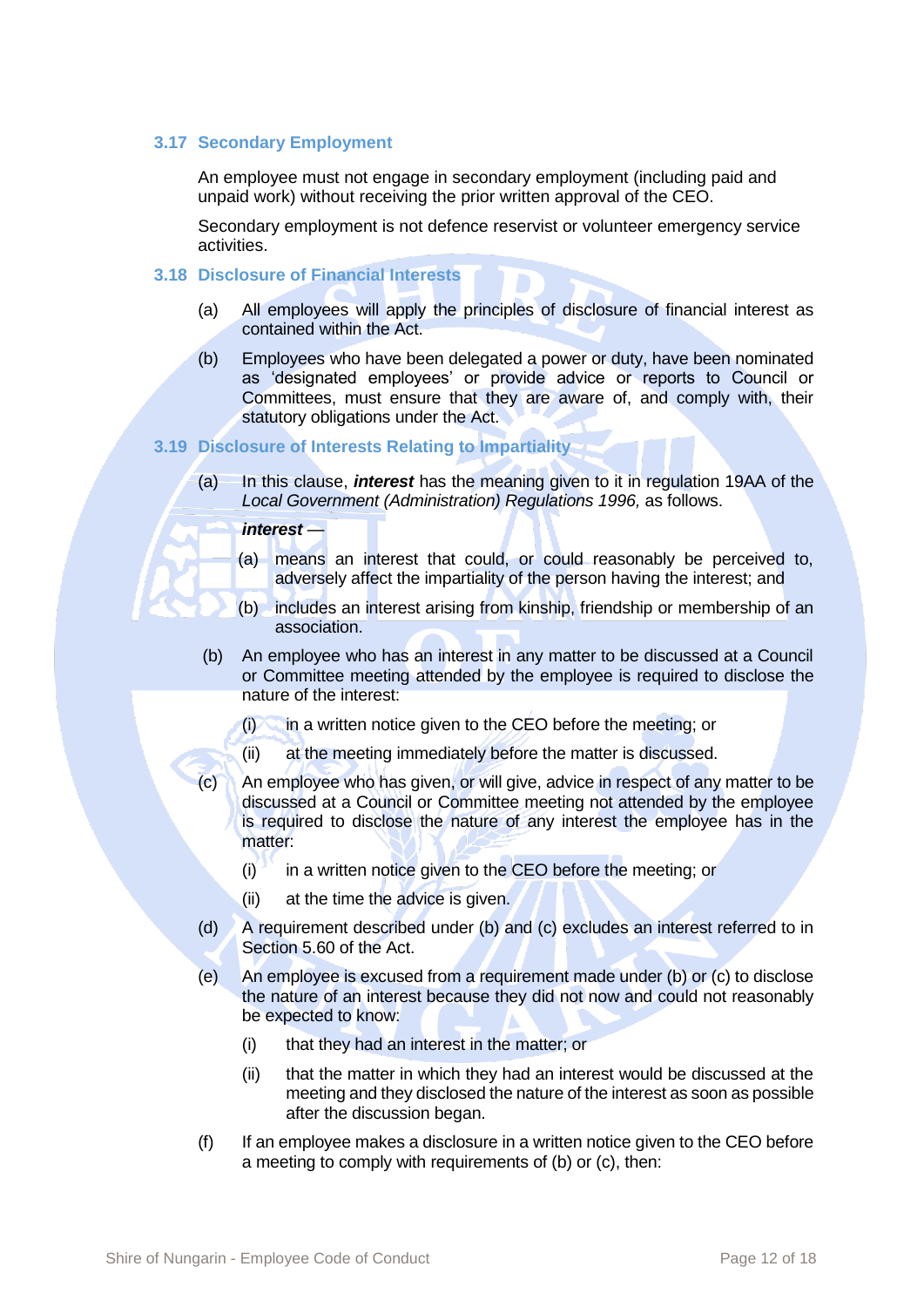### 3.17 Secondary Employment

An employee must not engage in secondary employment (including paid and unpaid work) without receiving the prior written approval of the CEO.

Secondary employment is not defence reservist or volunteer emergency service activities.

### 3.18 Disclosure of Financial Interests

(a) All employees will apply the principles of disclosure of financial interest as contained within the Act.

(b) Employees who have been delegated a power or duty, have been nominated as 'designated employees' or provide advice or reports to Council or Committees, must ensure that they are aware of, and comply with, their statutory obligations under the Act.

### 3.19 Disclosure of Interests Relating to Impartiality

(a) In this clause, ***interest*** has the meaning given to it in regulation 19AA of the *Local Government (Administration) Regulations 1996,* as follows.

***interest*** —

(a) means an interest that could, or could reasonably be perceived to, adversely affect the impartiality of the person having the interest; and

(b) includes an interest arising from kinship, friendship or membership of an association.

(b) An employee who has an interest in any matter to be discussed at a Council or Committee meeting attended by the employee is required to disclose the nature of the interest:

(i) in a written notice given to the CEO before the meeting; or

(ii) at the meeting immediately before the matter is discussed.

(c) An employee who has given, or will give, advice in respect of any matter to be discussed at a Council or Committee meeting not attended by the employee is required to disclose the nature of any interest the employee has in the matter:

(i) in a written notice given to the CEO before the meeting; or

(ii) at the time the advice is given.

(d) A requirement described under (b) and (c) excludes an interest referred to in Section 5.60 of the Act.

(e) An employee is excused from a requirement made under (b) or (c) to disclose the nature of an interest because they did not now and could not reasonably be expected to know:

(i) that they had an interest in the matter; or

(ii) that the matter in which they had an interest would be discussed at the meeting and they disclosed the nature of the interest as soon as possible after the discussion began.

(f) If an employee makes a disclosure in a written notice given to the CEO before a meeting to comply with requirements of (b) or (c), then: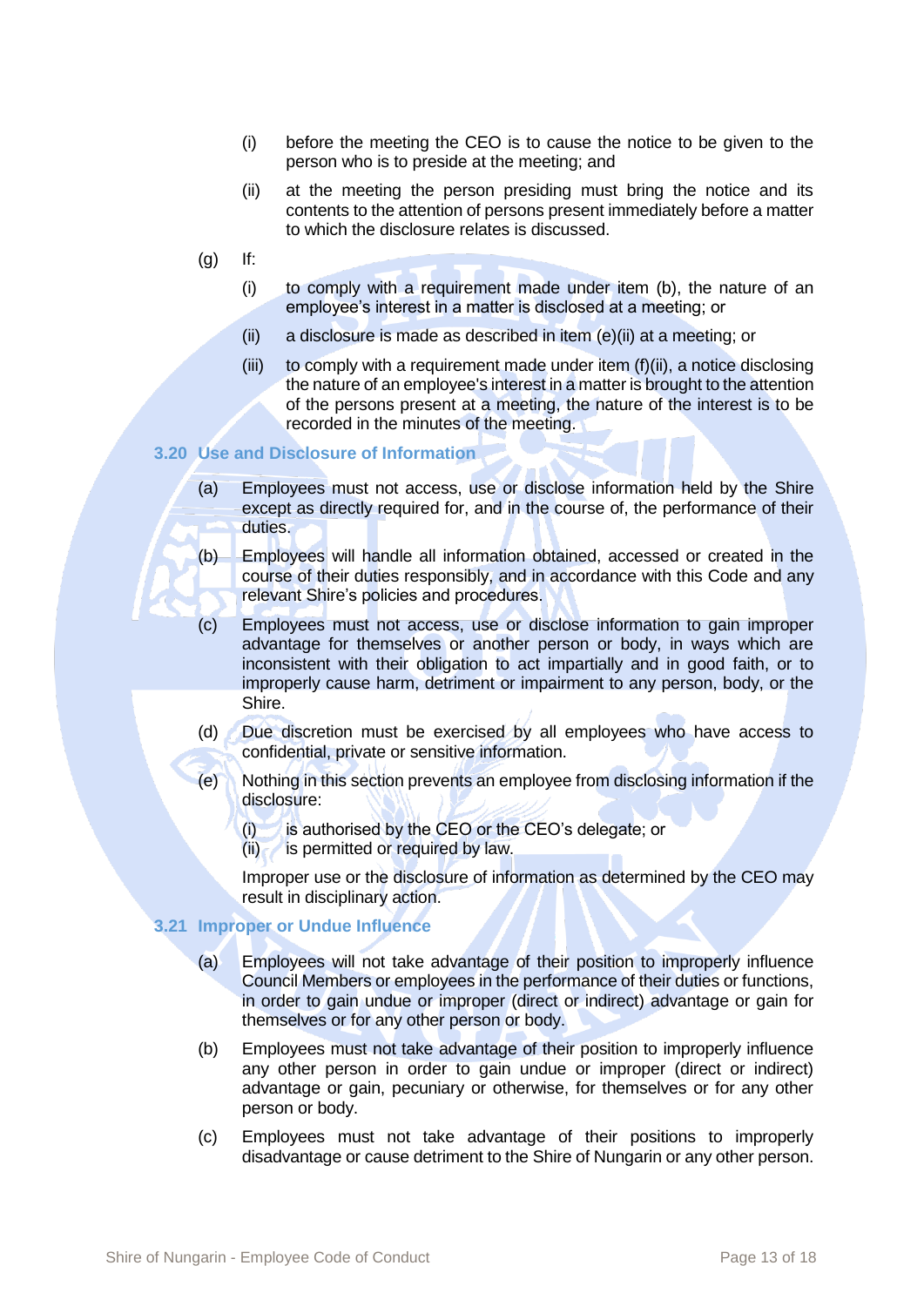(i) before the meeting the CEO is to cause the notice to be given to the person who is to preside at the meeting; and

(ii) at the meeting the person presiding must bring the notice and its contents to the attention of persons present immediately before a matter to which the disclosure relates is discussed.

(g) If:

(i) to comply with a requirement made under item (b), the nature of an employee's interest in a matter is disclosed at a meeting; or

(ii) a disclosure is made as described in item (e)(ii) at a meeting; or

(iii) to comply with a requirement made under item (f)(ii), a notice disclosing the nature of an employee's interest in a matter is brought to the attention of the persons present at a meeting, the nature of the interest is to be recorded in the minutes of the meeting.

### 3.20 Use and Disclosure of Information

(a) Employees must not access, use or disclose information held by the Shire except as directly required for, and in the course of, the performance of their duties.

(b) Employees will handle all information obtained, accessed or created in the course of their duties responsibly, and in accordance with this Code and any relevant Shire's policies and procedures.

(c) Employees must not access, use or disclose information to gain improper advantage for themselves or another person or body, in ways which are inconsistent with their obligation to act impartially and in good faith, or to improperly cause harm, detriment or impairment to any person, body, or the Shire.

(d) Due discretion must be exercised by all employees who have access to confidential, private or sensitive information.

(e) Nothing in this section prevents an employee from disclosing information if the disclosure:

(i) is authorised by the CEO or the CEO's delegate; or
(ii) is permitted or required by law.

Improper use or the disclosure of information as determined by the CEO may result in disciplinary action.

### 3.21 Improper or Undue Influence

(a) Employees will not take advantage of their position to improperly influence Council Members or employees in the performance of their duties or functions, in order to gain undue or improper (direct or indirect) advantage or gain for themselves or for any other person or body.

(b) Employees must not take advantage of their position to improperly influence any other person in order to gain undue or improper (direct or indirect) advantage or gain, pecuniary or otherwise, for themselves or for any other person or body.

(c) Employees must not take advantage of their positions to improperly disadvantage or cause detriment to the Shire of Nungarin or any other person.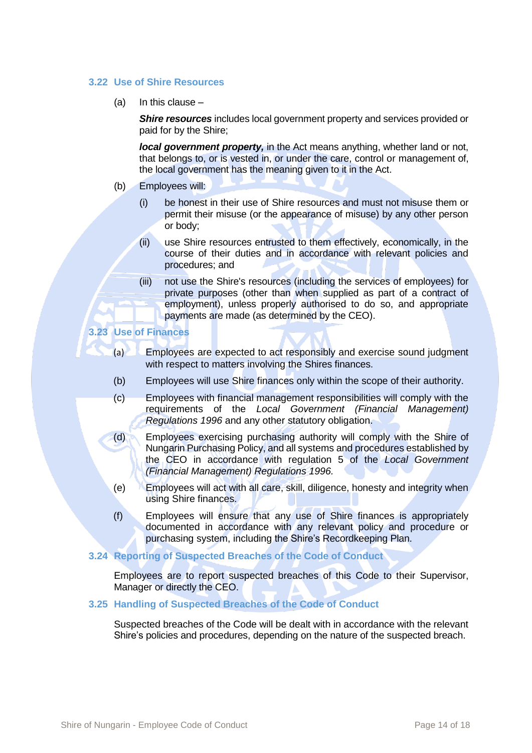### 3.22 Use of Shire Resources

(a) In this clause –

***Shire resources*** includes local government property and services provided or paid for by the Shire;

***local government property,*** in the Act means anything, whether land or not, that belongs to, or is vested in, or under the care, control or management of, the local government has the meaning given to it in the Act.

(b) Employees will:

(i) be honest in their use of Shire resources and must not misuse them or permit their misuse (or the appearance of misuse) by any other person or body;

(ii) use Shire resources entrusted to them effectively, economically, in the course of their duties and in accordance with relevant policies and procedures; and

(iii) not use the Shire's resources (including the services of employees) for private purposes (other than when supplied as part of a contract of employment), unless properly authorised to do so, and appropriate payments are made (as determined by the CEO).

### 3.23 Use of Finances

(a) Employees are expected to act responsibly and exercise sound judgment with respect to matters involving the Shires finances.

(b) Employees will use Shire finances only within the scope of their authority.

(c) Employees with financial management responsibilities will comply with the requirements of the *Local Government (Financial Management) Regulations 1996* and any other statutory obligation.

(d) Employees exercising purchasing authority will comply with the Shire of Nungarin Purchasing Policy, and all systems and procedures established by the CEO in accordance with regulation 5 of the *Local Government (Financial Management) Regulations 1996.*

(e) Employees will act with all care, skill, diligence, honesty and integrity when using Shire finances.

(f) Employees will ensure that any use of Shire finances is appropriately documented in accordance with any relevant policy and procedure or purchasing system, including the Shire's Recordkeeping Plan.

### 3.24 Reporting of Suspected Breaches of the Code of Conduct

Employees are to report suspected breaches of this Code to their Supervisor, Manager or directly the CEO.

### 3.25 Handling of Suspected Breaches of the Code of Conduct

Suspected breaches of the Code will be dealt with in accordance with the relevant Shire's policies and procedures, depending on the nature of the suspected breach.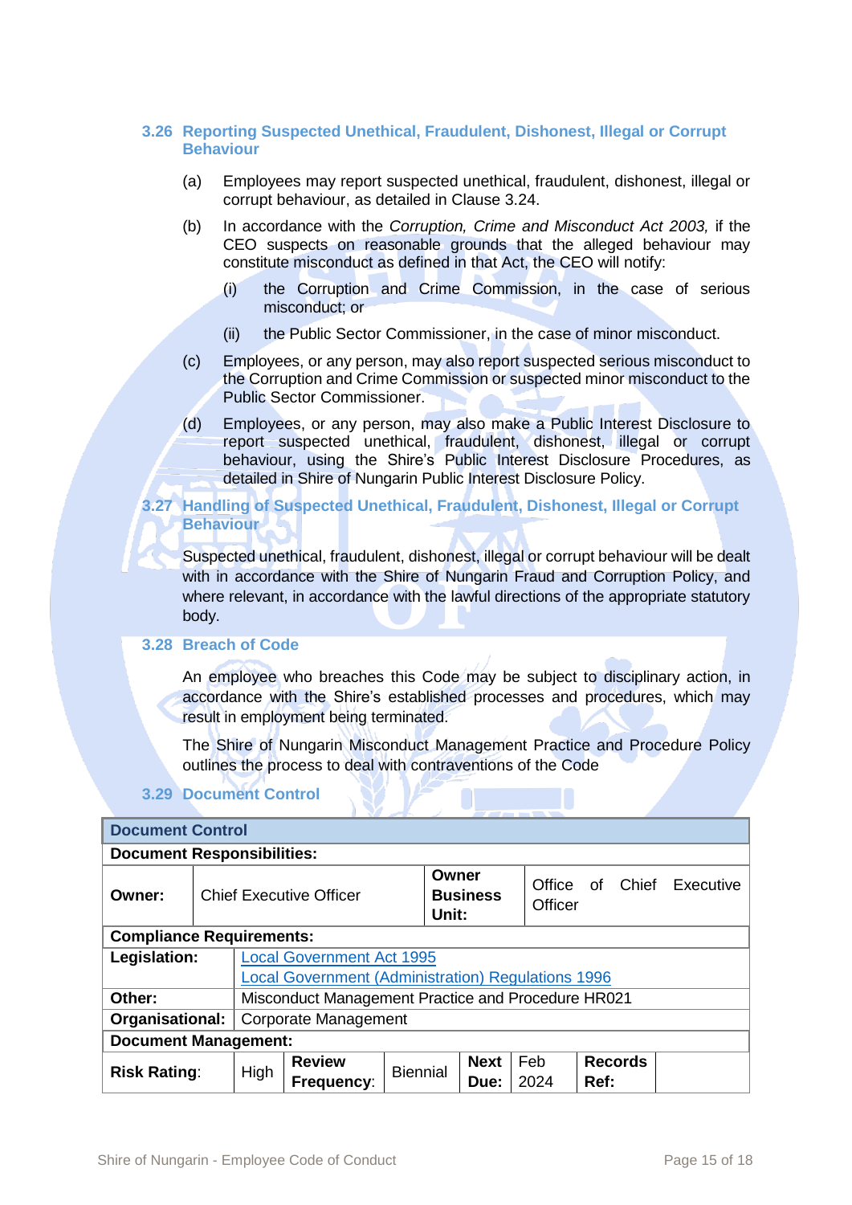### 3.26 Reporting Suspected Unethical, Fraudulent, Dishonest, Illegal or Corrupt Behaviour

(a) Employees may report suspected unethical, fraudulent, dishonest, illegal or corrupt behaviour, as detailed in Clause 3.24.

(b) In accordance with the *Corruption, Crime and Misconduct Act 2003,* if the CEO suspects on reasonable grounds that the alleged behaviour may constitute misconduct as defined in that Act, the CEO will notify:

  (i) the Corruption and Crime Commission, in the case of serious misconduct; or

  (ii) the Public Sector Commissioner, in the case of minor misconduct.

(c) Employees, or any person, may also report suspected serious misconduct to the Corruption and Crime Commission or suspected minor misconduct to the Public Sector Commissioner.

(d) Employees, or any person, may also make a Public Interest Disclosure to report suspected unethical, fraudulent, dishonest, illegal or corrupt behaviour, using the Shire's Public Interest Disclosure Procedures, as detailed in Shire of Nungarin Public Interest Disclosure Policy.

### 3.27 Handling of Suspected Unethical, Fraudulent, Dishonest, Illegal or Corrupt Behaviour

Suspected unethical, fraudulent, dishonest, illegal or corrupt behaviour will be dealt with in accordance with the Shire of Nungarin Fraud and Corruption Policy, and where relevant, in accordance with the lawful directions of the appropriate statutory body.

### 3.28 Breach of Code

An employee who breaches this Code may be subject to disciplinary action, in accordance with the Shire's established processes and procedures, which may result in employment being terminated.

The Shire of Nungarin Misconduct Management Practice and Procedure Policy outlines the process to deal with contraventions of the Code

### 3.29 Document Control

| **Document Control** | | | | | | | | |
|---|---|---|---|---|---|---|---|---|
| **Document Responsibilities:** | | | | | | | | |
| **Owner:** | Chief Executive Officer | | | **Owner Business Unit:** | Office of Chief Executive Officer | | | |
| **Compliance Requirements:** | | | | | | | | |
| **Legislation:** | Local Government Act 1995<br>Local Government (Administration) Regulations 1996 | | | | | | | |
| **Other:** | Misconduct Management Practice and Procedure HR021 | | | | | | | |
| **Organisational:** | Corporate Management | | | | | | | |
| **Document Management:** | | | | | | | | |
| **Risk Rating:** | High | **Review Frequency:** | Biennial | **Next Due:** | Feb 2024 | **Records Ref:** | | |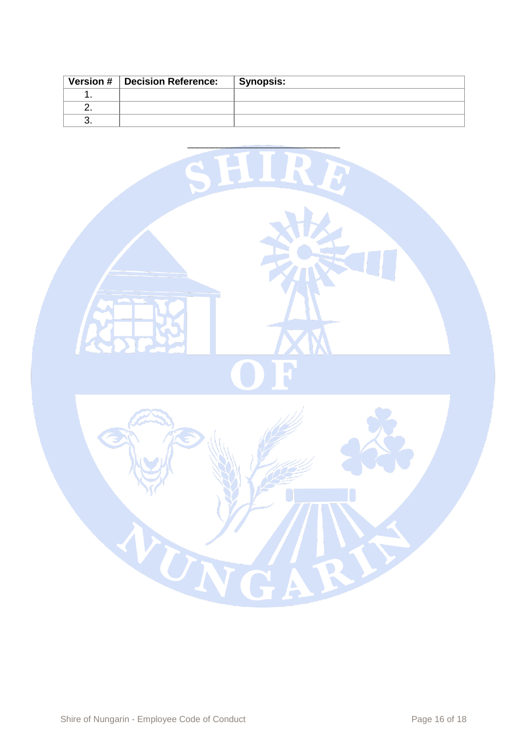| Version # | Decision Reference: | Synopsis: |
|---|---|---|
| 1. | | |
| 2. | | |
| 3. | | |

______________________________